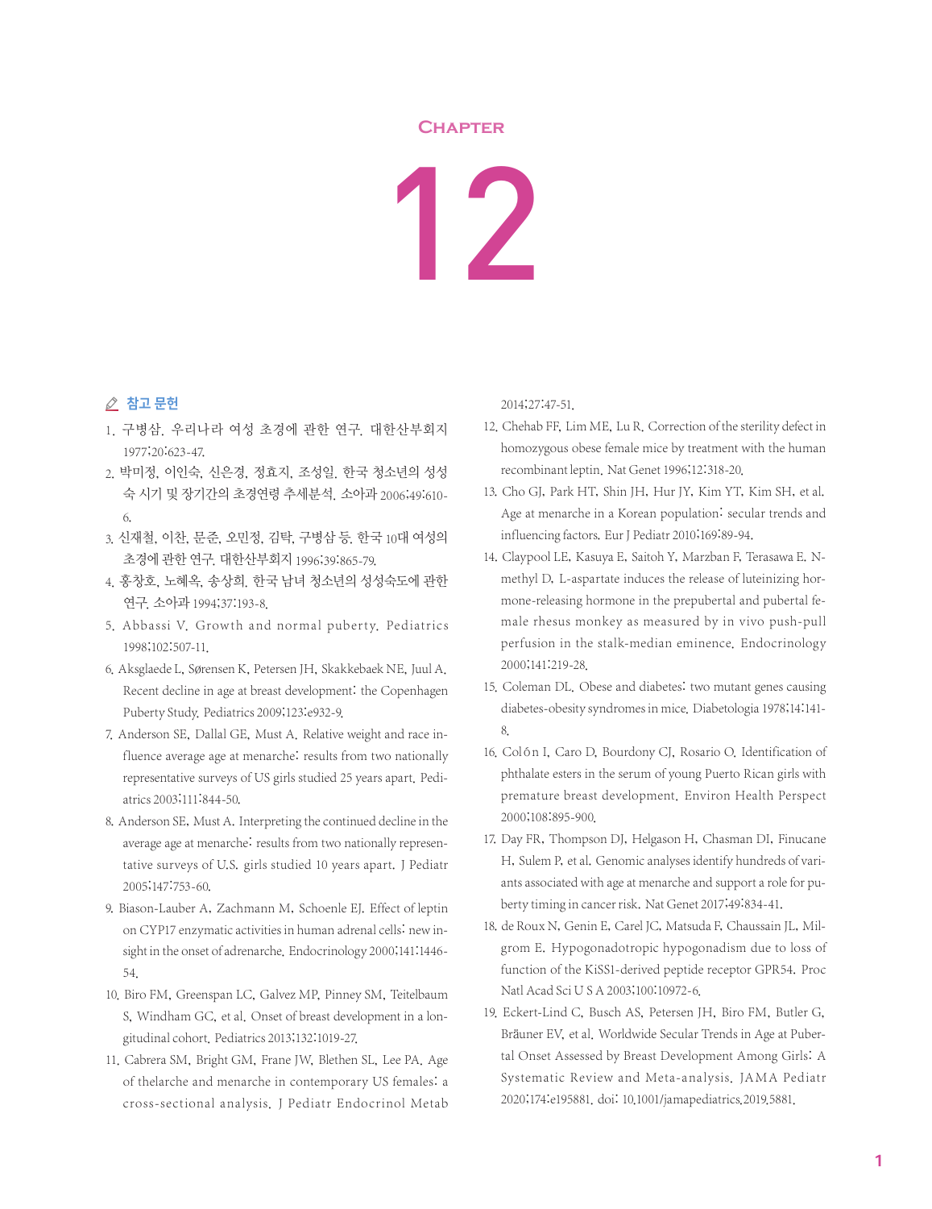# Chapter

# 12

## 참고 문헌

1. 구병삼. 우리나라 여성 초경에 관한 연구. 대한산부회지 1977;20:623-47.
2. 박미정, 이인숙, 신은경, 정효지, 조성일. 한국 청소년의 성성숙 시기 및 장기간의 초경연령 추세분석. 소아과 2006;49:610-6.
3. 신재철, 이찬, 문준, 오민정, 김탁, 구병삼 등. 한국 10대 여성의 초경에 관한 연구. 대한산부회지 1996;39:865-79.
4. 홍창호, 노혜옥, 송상희. 한국 남녀 청소년의 성성숙도에 관한 연구. 소아과 1994;37:193-8.
5. Abbassi V. Growth and normal puberty. Pediatrics 1998;102:507-11.
6. Aksglaede L, Sørensen K, Petersen JH, Skakkebaek NE, Juul A. Recent decline in age at breast development: the Copenhagen Puberty Study. Pediatrics 2009;123:e932-9.
7. Anderson SE, Dallal GE, Must A. Relative weight and race influence average age at menarche: results from two nationally representative surveys of US girls studied 25 years apart. Pediatrics 2003;111:844-50.
8. Anderson SE, Must A. Interpreting the continued decline in the average age at menarche: results from two nationally representative surveys of U.S. girls studied 10 years apart. J Pediatr 2005;147:753-60.
9. Biason-Lauber A, Zachmann M, Schoenle EJ. Effect of leptin on CYP17 enzymatic activities in human adrenal cells: new insight in the onset of adrenarche. Endocrinology 2000;141:1446-54.
10. Biro FM, Greenspan LC, Galvez MP, Pinney SM, Teitelbaum S, Windham GC, et al. Onset of breast development in a longitudinal cohort. Pediatrics 2013;132:1019-27.
11. Cabrera SM, Bright GM, Frane JW, Blethen SL, Lee PA. Age of thelarche and menarche in contemporary US females: a cross-sectional analysis. J Pediatr Endocrinol Metab 2014;27:47-51.
12. Chehab FF, Lim ME, Lu R. Correction of the sterility defect in homozygous obese female mice by treatment with the human recombinant leptin. Nat Genet 1996;12:318-20.
13. Cho GJ, Park HT, Shin JH, Hur JY, Kim YT, Kim SH, et al. Age at menarche in a Korean population: secular trends and influencing factors. Eur J Pediatr 2010;169:89-94.
14. Claypool LE, Kasuya E, Saitoh Y, Marzban F, Terasawa E. N-methyl D, L-aspartate induces the release of luteinizing hormone-releasing hormone in the prepubertal and pubertal female rhesus monkey as measured by in vivo push-pull perfusion in the stalk-median eminence. Endocrinology 2000;141:219-28.
15. Coleman DL. Obese and diabetes: two mutant genes causing diabetes-obesity syndromes in mice. Diabetologia 1978;14:141-8.
16. Colón I, Caro D, Bourdony CJ, Rosario O. Identification of phthalate esters in the serum of young Puerto Rican girls with premature breast development. Environ Health Perspect 2000;108:895-900.
17. Day FR, Thompson DJ, Helgason H, Chasman DI, Finucane H, Sulem P, et al. Genomic analyses identify hundreds of variants associated with age at menarche and support a role for puberty timing in cancer risk. Nat Genet 2017;49:834-41.
18. de Roux N, Genin E, Carel JC, Matsuda F, Chaussain JL, Milgrom E. Hypogonadotropic hypogonadism due to loss of function of the KiSS1-derived peptide receptor GPR54. Proc Natl Acad Sci U S A 2003;100:10972-6.
19. Eckert-Lind C, Busch AS, Petersen JH, Biro FM, Butler G, Bräuner EV, et al. Worldwide Secular Trends in Age at Pubertal Onset Assessed by Breast Development Among Girls: A Systematic Review and Meta-analysis. JAMA Pediatr 2020;174:e195881. doi: 10.1001/jamapediatrics.2019.5881.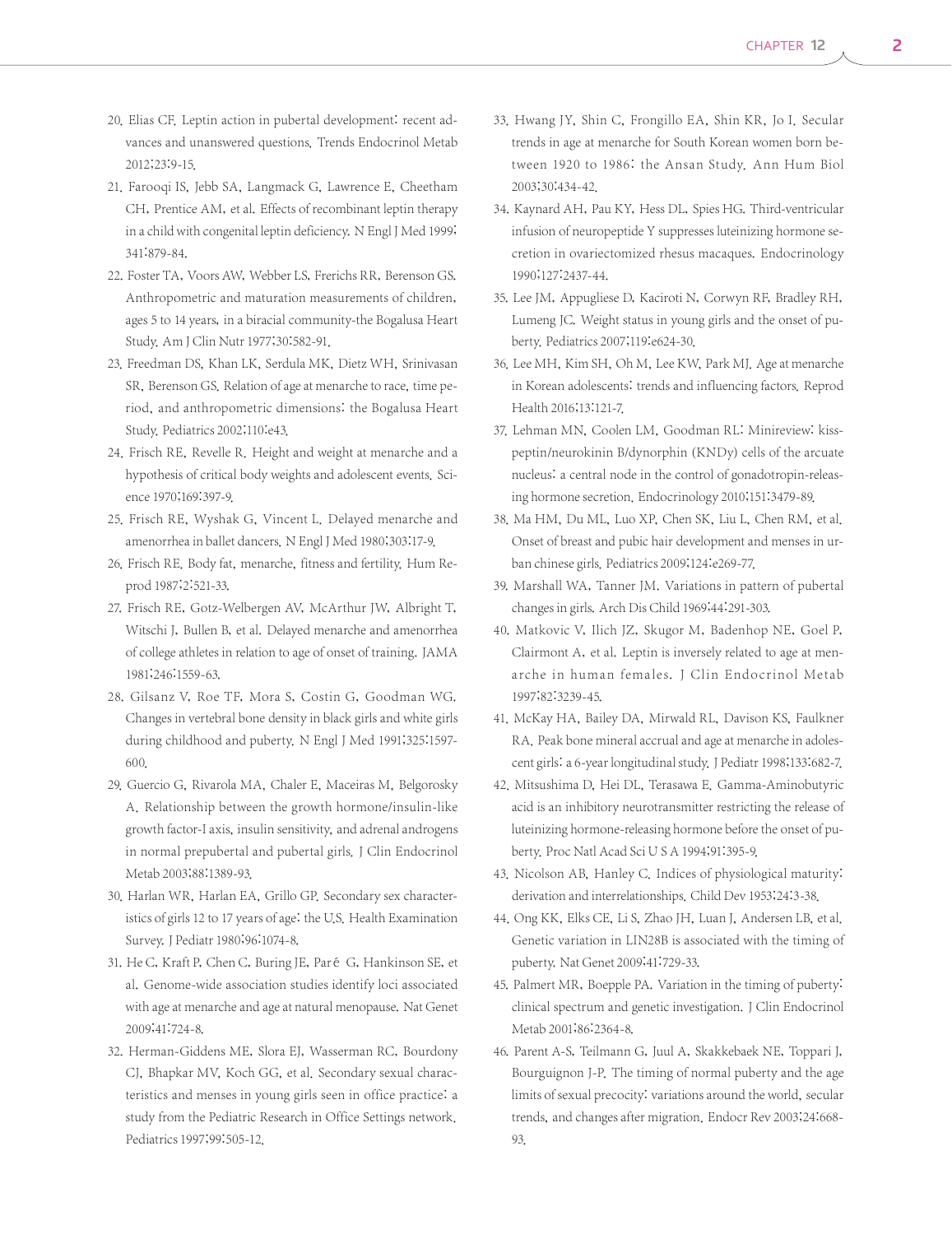20. Elias CF. Leptin action in pubertal development: recent advances and unanswered questions. Trends Endocrinol Metab 2012;23:9-15.
21. Farooqi IS, Jebb SA, Langmack G, Lawrence E, Cheetham CH, Prentice AM, et al. Effects of recombinant leptin therapy in a child with congenital leptin deficiency. N Engl J Med 1999;341:879-84.
22. Foster TA, Voors AW, Webber LS, Frerichs RR, Berenson GS. Anthropometric and maturation measurements of children, ages 5 to 14 years, in a biracial community-the Bogalusa Heart Study. Am J Clin Nutr 1977;30:582-91.
23. Freedman DS, Khan LK, Serdula MK, Dietz WH, Srinivasan SR, Berenson GS. Relation of age at menarche to race, time period, and anthropometric dimensions: the Bogalusa Heart Study. Pediatrics 2002;110:e43.
24. Frisch RE, Revelle R. Height and weight at menarche and a hypothesis of critical body weights and adolescent events. Science 1970;169:397-9.
25. Frisch RE, Wyshak G, Vincent L. Delayed menarche and amenorrhea in ballet dancers. N Engl J Med 1980;303:17-9.
26. Frisch RE. Body fat, menarche, fitness and fertility. Hum Reprod 1987;2:521-33.
27. Frisch RE, Gotz-Welbergen AV, McArthur JW, Albright T, Witschi J, Bullen B, et al. Delayed menarche and amenorrhea of college athletes in relation to age of onset of training. JAMA 1981;246:1559-63.
28. Gilsanz V, Roe TF, Mora S, Costin G, Goodman WG. Changes in vertebral bone density in black girls and white girls during childhood and puberty. N Engl J Med 1991;325:1597-600.
29. Guercio G, Rivarola MA, Chaler E, Maceiras M, Belgorosky A. Relationship between the growth hormone/insulin-like growth factor-I axis, insulin sensitivity, and adrenal androgens in normal prepubertal and pubertal girls. J Clin Endocrinol Metab 2003;88:1389-93.
30. Harlan WR, Harlan EA, Grillo GP. Secondary sex characteristics of girls 12 to 17 years of age: the U.S. Health Examination Survey. J Pediatr 1980;96:1074-8.
31. He C, Kraft P, Chen C, Buring JE, Paré G, Hankinson SE, et al. Genome-wide association studies identify loci associated with age at menarche and age at natural menopause. Nat Genet 2009;41:724-8.
32. Herman-Giddens ME, Slora EJ, Wasserman RC, Bourdony CJ, Bhapkar MV, Koch GG, et al. Secondary sexual characteristics and menses in young girls seen in office practice: a study from the Pediatric Research in Office Settings network. Pediatrics 1997;99:505-12.
33. Hwang JY, Shin C, Frongillo EA, Shin KR, Jo I. Secular trends in age at menarche for South Korean women born between 1920 to 1986: the Ansan Study. Ann Hum Biol 2003;30:434-42.
34. Kaynard AH, Pau KY, Hess DL, Spies HG. Third-ventricular infusion of neuropeptide Y suppresses luteinizing hormone secretion in ovariectomized rhesus macaques. Endocrinology 1990;127:2437-44.
35. Lee JM, Appugliese D, Kaciroti N, Corwyn RF, Bradley RH, Lumeng JC. Weight status in young girls and the onset of puberty. Pediatrics 2007;119:e624-30.
36. Lee MH, Kim SH, Oh M, Lee KW, Park MJ. Age at menarche in Korean adolescents: trends and influencing factors. Reprod Health 2016;13:121-7.
37. Lehman MN, Coolen LM, Goodman RL: Minireview: kisspeptin/neurokinin B/dynorphin (KNDy) cells of the arcuate nucleus: a central node in the control of gonadotropin-releasing hormone secretion. Endocrinology 2010;151:3479-89.
38. Ma HM, Du ML, Luo XP, Chen SK, Liu L, Chen RM, et al. Onset of breast and pubic hair development and menses in urban chinese girls. Pediatrics 2009;124:e269-77.
39. Marshall WA, Tanner JM. Variations in pattern of pubertal changes in girls. Arch Dis Child 1969;44:291-303.
40. Matkovic V, Ilich JZ, Skugor M, Badenhop NE, Goel P, Clairmont A, et al. Leptin is inversely related to age at menarche in human females. J Clin Endocrinol Metab 1997;82:3239-45.
41. McKay HA, Bailey DA, Mirwald RL, Davison KS, Faulkner RA. Peak bone mineral accrual and age at menarche in adolescent girls: a 6-year longitudinal study. J Pediatr 1998;133:682-7.
42. Mitsushima D, Hei DL, Terasawa E. Gamma-Aminobutyric acid is an inhibitory neurotransmitter restricting the release of luteinizing hormone-releasing hormone before the onset of puberty. Proc Natl Acad Sci U S A 1994;91:395-9.
43. Nicolson AB, Hanley C. Indices of physiological maturity: derivation and interrelationships. Child Dev 1953;24:3-38.
44. Ong KK, Elks CE, Li S, Zhao JH, Luan J, Andersen LB, et al. Genetic variation in LIN28B is associated with the timing of puberty. Nat Genet 2009;41:729-33.
45. Palmert MR, Boepple PA. Variation in the timing of puberty: clinical spectrum and genetic investigation. J Clin Endocrinol Metab 2001;86:2364-8.
46. Parent A-S, Teilmann G, Juul A, Skakkebaek NE, Toppari J, Bourguignon J-P. The timing of normal puberty and the age limits of sexual precocity: variations around the world, secular trends, and changes after migration. Endocr Rev 2003;24:668-93.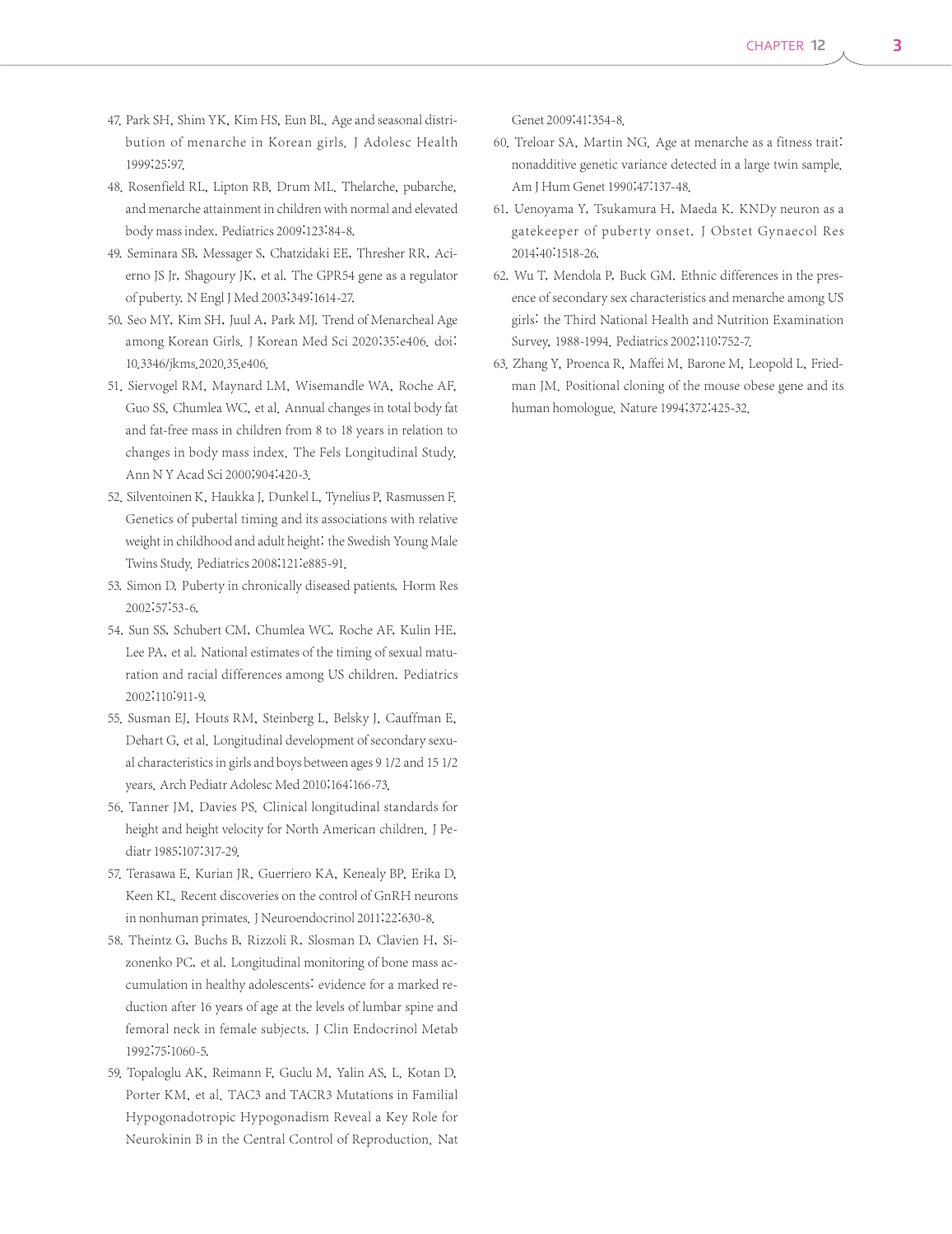47. Park SH, Shim YK, Kim HS, Eun BL. Age and seasonal distribution of menarche in Korean girls. J Adolesc Health 1999;25:97.
48. Rosenfield RL, Lipton RB, Drum ML. Thelarche, pubarche, and menarche attainment in children with normal and elevated body mass index. Pediatrics 2009;123:84-8.
49. Seminara SB, Messager S, Chatzidaki EE, Thresher RR, Acierno JS Jr, Shagoury JK, et al. The GPR54 gene as a regulator of puberty. N Engl J Med 2003;349:1614-27.
50. Seo MY, Kim SH, Juul A, Park MJ. Trend of Menarcheal Age among Korean Girls. J Korean Med Sci 2020;35:e406. doi:10.3346/jkms.2020.35.e406.
51. Siervogel RM, Maynard LM, Wisemandle WA, Roche AF, Guo SS, Chumlea WC, et al. Annual changes in total body fat and fat-free mass in children from 8 to 18 years in relation to changes in body mass index. The Fels Longitudinal Study. Ann N Y Acad Sci 2000;904:420-3.
52. Silventoinen K, Haukka J, Dunkel L, Tynelius P, Rasmussen F. Genetics of pubertal timing and its associations with relative weight in childhood and adult height: the Swedish Young Male Twins Study. Pediatrics 2008;121:e885-91.
53. Simon D. Puberty in chronically diseased patients. Horm Res 2002;57:53-6.
54. Sun SS, Schubert CM, Chumlea WC, Roche AF, Kulin HE, Lee PA, et al. National estimates of the timing of sexual maturation and racial differences among US children. Pediatrics 2002;110:911-9.
55. Susman EJ, Houts RM, Steinberg L, Belsky J, Cauffman E, Dehart G, et al. Longitudinal development of secondary sexual characteristics in girls and boys between ages 9 1/2 and 15 1/2 years. Arch Pediatr Adolesc Med 2010;164:166-73.
56. Tanner JM, Davies PS. Clinical longitudinal standards for height and height velocity for North American children. J Pediatr 1985;107:317-29.
57. Terasawa E, Kurian JR, Guerriero KA, Kenealy BP, Erika D, Keen KL. Recent discoveries on the control of GnRH neurons in nonhuman primates. J Neuroendocrinol 2011;22:630-8.
58. Theintz G, Buchs B, Rizzoli R, Slosman D, Clavien H, Sizonenko PC, et al. Longitudinal monitoring of bone mass accumulation in healthy adolescents: evidence for a marked reduction after 16 years of age at the levels of lumbar spine and femoral neck in female subjects. J Clin Endocrinol Metab 1992;75:1060-5.
59. Topaloglu AK, Reimann F, Guclu M, Yalin AS, L. Kotan D, Porter KM, et al. TAC3 and TACR3 Mutations in Familial Hypogonadotropic Hypogonadism Reveal a Key Role for Neurokinin B in the Central Control of Reproduction. Nat Genet 2009;41:354-8.
60. Treloar SA, Martin NG. Age at menarche as a fitness trait: nonadditive genetic variance detected in a large twin sample. Am J Hum Genet 1990;47:137-48.
61. Uenoyama Y, Tsukamura H, Maeda K. KNDy neuron as a gatekeeper of puberty onset. J Obstet Gynaecol Res 2014;40:1518-26.
62. Wu T, Mendola P, Buck GM. Ethnic differences in the presence of secondary sex characteristics and menarche among US girls: the Third National Health and Nutrition Examination Survey, 1988-1994. Pediatrics 2002;110:752-7.
63. Zhang Y, Proenca R, Maffei M, Barone M, Leopold L, Friedman JM. Positional cloning of the mouse obese gene and its human homologue. Nature 1994;372:425-32.